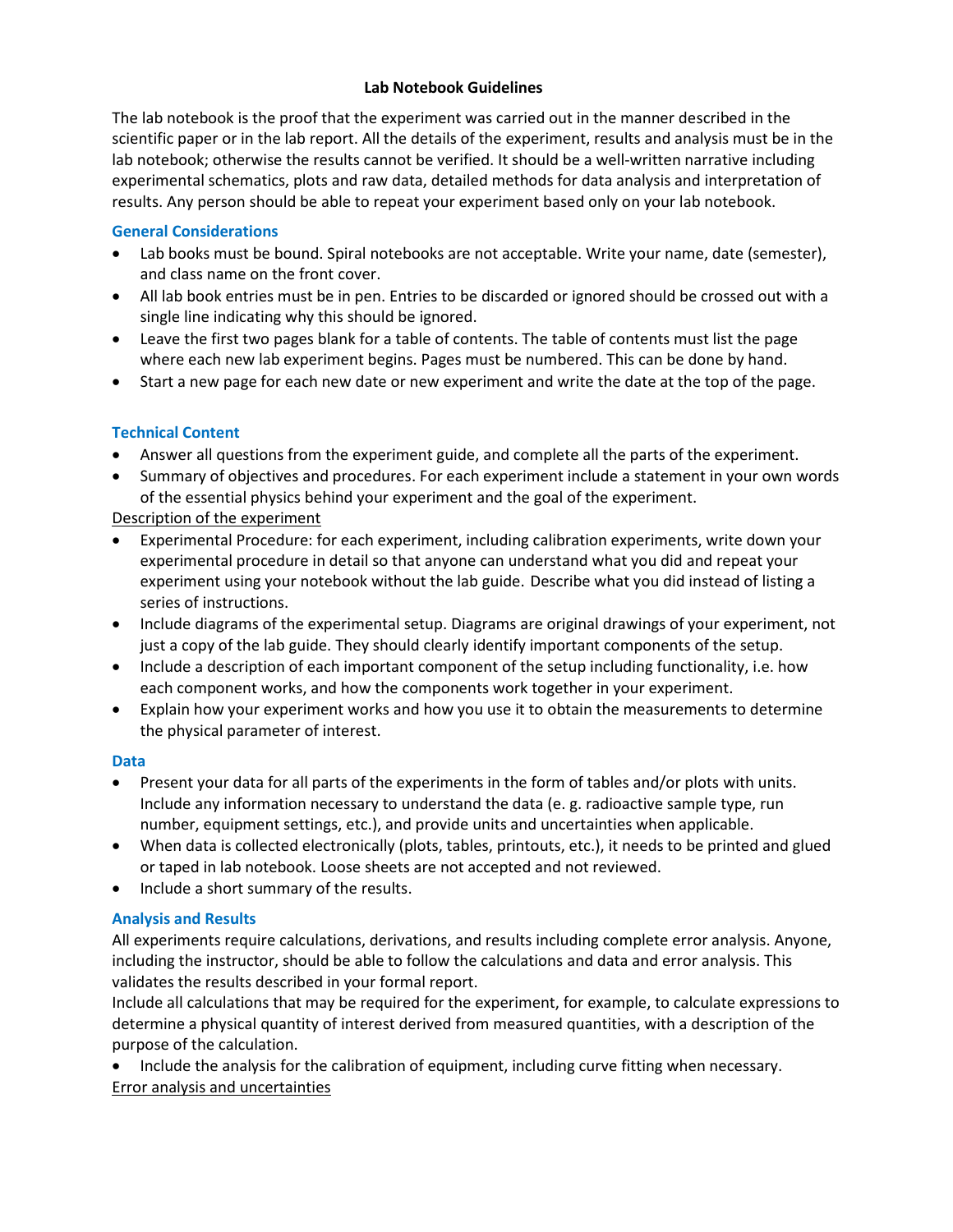# Lab Notebook Guidelines

The lab notebook is the proof that the experiment was carried out in the manner described in the scientific paper or in the lab report. All the details of the experiment, results and analysis must be in the lab notebook; otherwise the results cannot be verified. It should be a well-written narrative including experimental schematics, plots and raw data, detailed methods for data analysis and interpretation of results. Any person should be able to repeat your experiment based only on your lab notebook.

## General Considerations

- Lab books must be bound. Spiral notebooks are not acceptable. Write your name, date (semester), and class name on the front cover.
- All lab book entries must be in pen. Entries to be discarded or ignored should be crossed out with a single line indicating why this should be ignored.
- Leave the first two pages blank for a table of contents. The table of contents must list the page where each new lab experiment begins. Pages must be numbered. This can be done by hand.
- Start a new page for each new date or new experiment and write the date at the top of the page.

## Technical Content

- Answer all questions from the experiment guide, and complete all the parts of the experiment.
- Summary of objectives and procedures. For each experiment include a statement in your own words of the essential physics behind your experiment and the goal of the experiment.

### Description of the experiment

- Experimental Procedure: for each experiment, including calibration experiments, write down your experimental procedure in detail so that anyone can understand what you did and repeat your experiment using your notebook without the lab guide. Describe what you did instead of listing a series of instructions.
- Include diagrams of the experimental setup. Diagrams are original drawings of your experiment, not just a copy of the lab guide. They should clearly identify important components of the setup.
- Include a description of each important component of the setup including functionality, i.e. how each component works, and how the components work together in your experiment.
- Explain how your experiment works and how you use it to obtain the measurements to determine the physical parameter of interest.

## Data

- Present your data for all parts of the experiments in the form of tables and/or plots with units. Include any information necessary to understand the data (e. g. radioactive sample type, run number, equipment settings, etc.), and provide units and uncertainties when applicable.
- When data is collected electronically (plots, tables, printouts, etc.), it needs to be printed and glued or taped in lab notebook. Loose sheets are not accepted and not reviewed.
- Include a short summary of the results.

## Analysis and Results

All experiments require calculations, derivations, and results including complete error analysis. Anyone, including the instructor, should be able to follow the calculations and data and error analysis. This validates the results described in your formal report.

Include all calculations that may be required for the experiment, for example, to calculate expressions to determine a physical quantity of interest derived from measured quantities, with a description of the purpose of the calculation.

- Include the analysis for the calibration of equipment, including curve fitting when necessary.

### Error analysis and uncertainties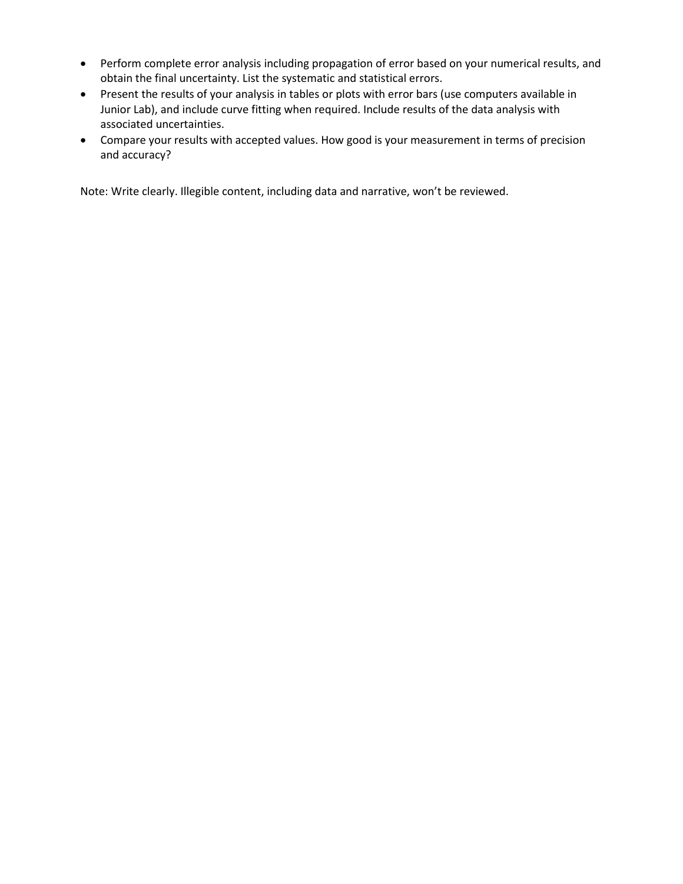- Perform complete error analysis including propagation of error based on your numerical results, and obtain the final uncertainty. List the systematic and statistical errors.
- Present the results of your analysis in tables or plots with error bars (use computers available in Junior Lab), and include curve fitting when required. Include results of the data analysis with associated uncertainties.
- Compare your results with accepted values. How good is your measurement in terms of precision and accuracy?

Note: Write clearly. Illegible content, including data and narrative, won't be reviewed.